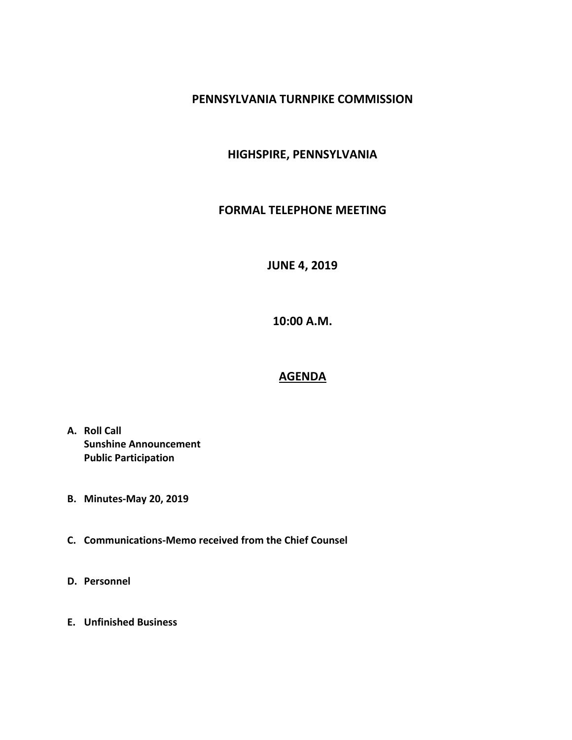# PENNSYLVANIA TURNPIKE COMMISSION

## HIGHSPIRE, PENNSYLVANIA

## FORMAL TELEPHONE MEETING

## JUNE 4, 2019

## 10:00 A.M.

## AGENDA

**A. Roll Call**
**Sunshine Announcement**
**Public Participation**

**B. Minutes-May 20, 2019**

**C. Communications-Memo received from the Chief Counsel**

**D. Personnel**

**E. Unfinished Business**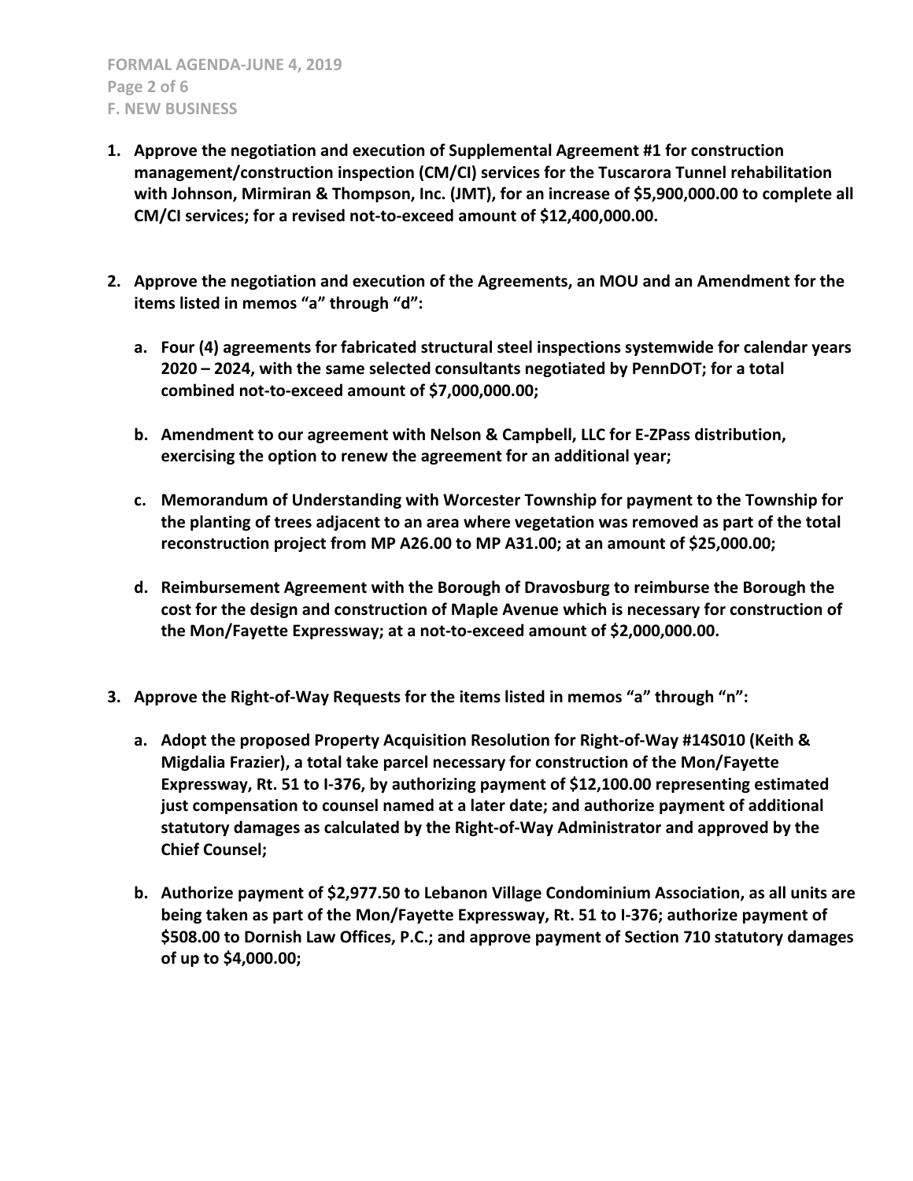1. **Approve the negotiation and execution of Supplemental Agreement #1 for construction management/construction inspection (CM/CI) services for the Tuscarora Tunnel rehabilitation with Johnson, Mirmiran & Thompson, Inc. (JMT), for an increase of $5,900,000.00 to complete all CM/CI services; for a revised not-to-exceed amount of $12,400,000.00.**

2. **Approve the negotiation and execution of the Agreements, an MOU and an Amendment for the items listed in memos "a" through "d":**

   a. **Four (4) agreements for fabricated structural steel inspections systemwide for calendar years 2020 – 2024, with the same selected consultants negotiated by PennDOT; for a total combined not-to-exceed amount of $7,000,000.00;**

   b. **Amendment to our agreement with Nelson & Campbell, LLC for E-ZPass distribution, exercising the option to renew the agreement for an additional year;**

   c. **Memorandum of Understanding with Worcester Township for payment to the Township for the planting of trees adjacent to an area where vegetation was removed as part of the total reconstruction project from MP A26.00 to MP A31.00; at an amount of $25,000.00;**

   d. **Reimbursement Agreement with the Borough of Dravosburg to reimburse the Borough the cost for the design and construction of Maple Avenue which is necessary for construction of the Mon/Fayette Expressway; at a not-to-exceed amount of $2,000,000.00.**

3. **Approve the Right-of-Way Requests for the items listed in memos "a" through "n":**

   a. **Adopt the proposed Property Acquisition Resolution for Right-of-Way #14S010 (Keith & Migdalia Frazier), a total take parcel necessary for construction of the Mon/Fayette Expressway, Rt. 51 to I-376, by authorizing payment of $12,100.00 representing estimated just compensation to counsel named at a later date; and authorize payment of additional statutory damages as calculated by the Right-of-Way Administrator and approved by the Chief Counsel;**

   b. **Authorize payment of $2,977.50 to Lebanon Village Condominium Association, as all units are being taken as part of the Mon/Fayette Expressway, Rt. 51 to I-376; authorize payment of $508.00 to Dornish Law Offices, P.C.; and approve payment of Section 710 statutory damages of up to $4,000.00;**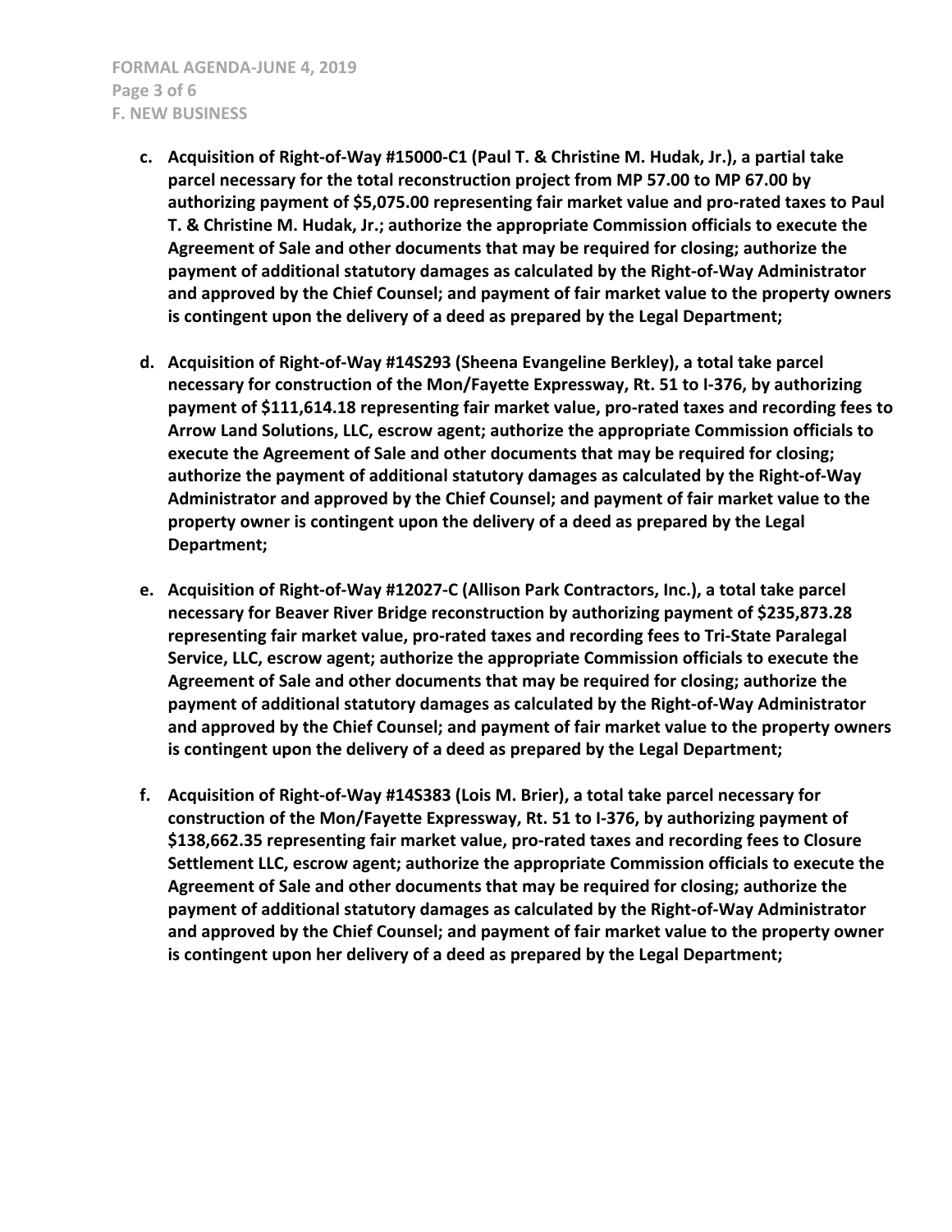**c. Acquisition of Right-of-Way #15000-C1 (Paul T. & Christine M. Hudak, Jr.), a partial take parcel necessary for the total reconstruction project from MP 57.00 to MP 67.00 by authorizing payment of $5,075.00 representing fair market value and pro-rated taxes to Paul T. & Christine M. Hudak, Jr.; authorize the appropriate Commission officials to execute the Agreement of Sale and other documents that may be required for closing; authorize the payment of additional statutory damages as calculated by the Right-of-Way Administrator and approved by the Chief Counsel; and payment of fair market value to the property owners is contingent upon the delivery of a deed as prepared by the Legal Department;**

**d. Acquisition of Right-of-Way #14S293 (Sheena Evangeline Berkley), a total take parcel necessary for construction of the Mon/Fayette Expressway, Rt. 51 to I-376, by authorizing payment of $111,614.18 representing fair market value, pro-rated taxes and recording fees to Arrow Land Solutions, LLC, escrow agent; authorize the appropriate Commission officials to execute the Agreement of Sale and other documents that may be required for closing; authorize the payment of additional statutory damages as calculated by the Right-of-Way Administrator and approved by the Chief Counsel; and payment of fair market value to the property owner is contingent upon the delivery of a deed as prepared by the Legal Department;**

**e. Acquisition of Right-of-Way #12027-C (Allison Park Contractors, Inc.), a total take parcel necessary for Beaver River Bridge reconstruction by authorizing payment of $235,873.28 representing fair market value, pro-rated taxes and recording fees to Tri-State Paralegal Service, LLC, escrow agent; authorize the appropriate Commission officials to execute the Agreement of Sale and other documents that may be required for closing; authorize the payment of additional statutory damages as calculated by the Right-of-Way Administrator and approved by the Chief Counsel; and payment of fair market value to the property owners is contingent upon the delivery of a deed as prepared by the Legal Department;**

**f. Acquisition of Right-of-Way #14S383 (Lois M. Brier), a total take parcel necessary for construction of the Mon/Fayette Expressway, Rt. 51 to I-376, by authorizing payment of $138,662.35 representing fair market value, pro-rated taxes and recording fees to Closure Settlement LLC, escrow agent; authorize the appropriate Commission officials to execute the Agreement of Sale and other documents that may be required for closing; authorize the payment of additional statutory damages as calculated by the Right-of-Way Administrator and approved by the Chief Counsel; and payment of fair market value to the property owner is contingent upon her delivery of a deed as prepared by the Legal Department;**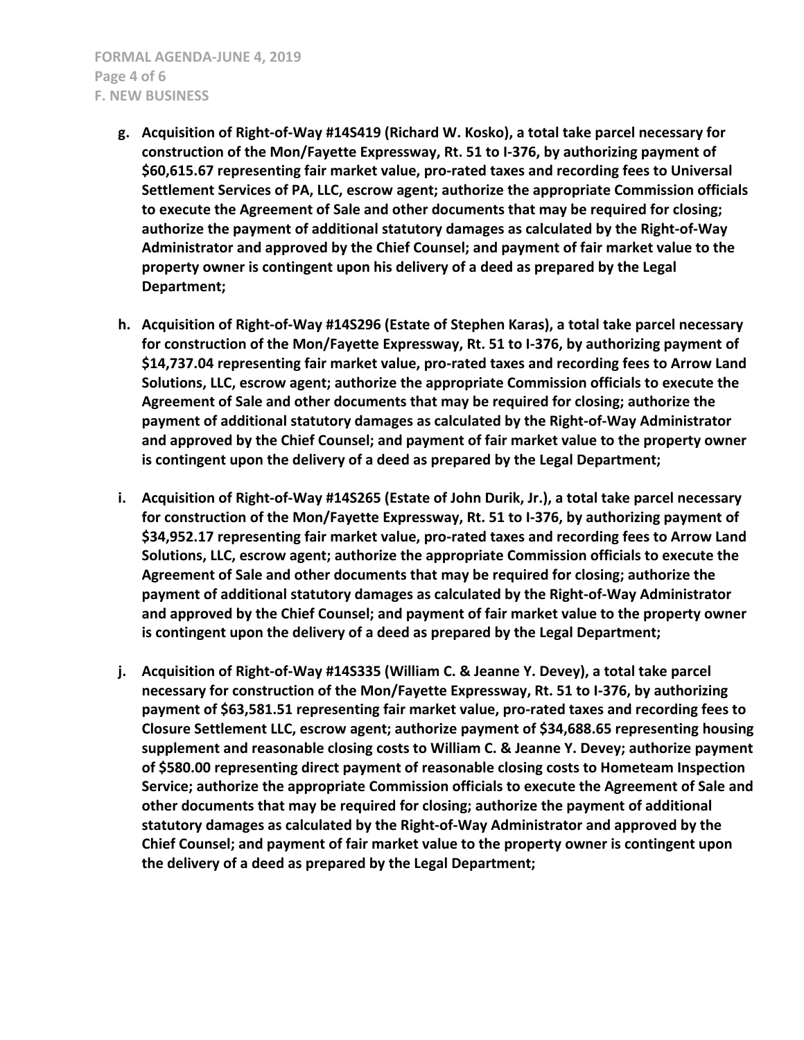- **g. Acquisition of Right-of-Way #14S419 (Richard W. Kosko), a total take parcel necessary for construction of the Mon/Fayette Expressway, Rt. 51 to I-376, by authorizing payment of $60,615.67 representing fair market value, pro-rated taxes and recording fees to Universal Settlement Services of PA, LLC, escrow agent; authorize the appropriate Commission officials to execute the Agreement of Sale and other documents that may be required for closing; authorize the payment of additional statutory damages as calculated by the Right-of-Way Administrator and approved by the Chief Counsel; and payment of fair market value to the property owner is contingent upon his delivery of a deed as prepared by the Legal Department;**

- **h. Acquisition of Right-of-Way #14S296 (Estate of Stephen Karas), a total take parcel necessary for construction of the Mon/Fayette Expressway, Rt. 51 to I-376, by authorizing payment of $14,737.04 representing fair market value, pro-rated taxes and recording fees to Arrow Land Solutions, LLC, escrow agent; authorize the appropriate Commission officials to execute the Agreement of Sale and other documents that may be required for closing; authorize the payment of additional statutory damages as calculated by the Right-of-Way Administrator and approved by the Chief Counsel; and payment of fair market value to the property owner is contingent upon the delivery of a deed as prepared by the Legal Department;**

- **i. Acquisition of Right-of-Way #14S265 (Estate of John Durik, Jr.), a total take parcel necessary for construction of the Mon/Fayette Expressway, Rt. 51 to I-376, by authorizing payment of $34,952.17 representing fair market value, pro-rated taxes and recording fees to Arrow Land Solutions, LLC, escrow agent; authorize the appropriate Commission officials to execute the Agreement of Sale and other documents that may be required for closing; authorize the payment of additional statutory damages as calculated by the Right-of-Way Administrator and approved by the Chief Counsel; and payment of fair market value to the property owner is contingent upon the delivery of a deed as prepared by the Legal Department;**

- **j. Acquisition of Right-of-Way #14S335 (William C. & Jeanne Y. Devey), a total take parcel necessary for construction of the Mon/Fayette Expressway, Rt. 51 to I-376, by authorizing payment of $63,581.51 representing fair market value, pro-rated taxes and recording fees to Closure Settlement LLC, escrow agent; authorize payment of $34,688.65 representing housing supplement and reasonable closing costs to William C. & Jeanne Y. Devey; authorize payment of $580.00 representing direct payment of reasonable closing costs to Hometeam Inspection Service; authorize the appropriate Commission officials to execute the Agreement of Sale and other documents that may be required for closing; authorize the payment of additional statutory damages as calculated by the Right-of-Way Administrator and approved by the Chief Counsel; and payment of fair market value to the property owner is contingent upon the delivery of a deed as prepared by the Legal Department;**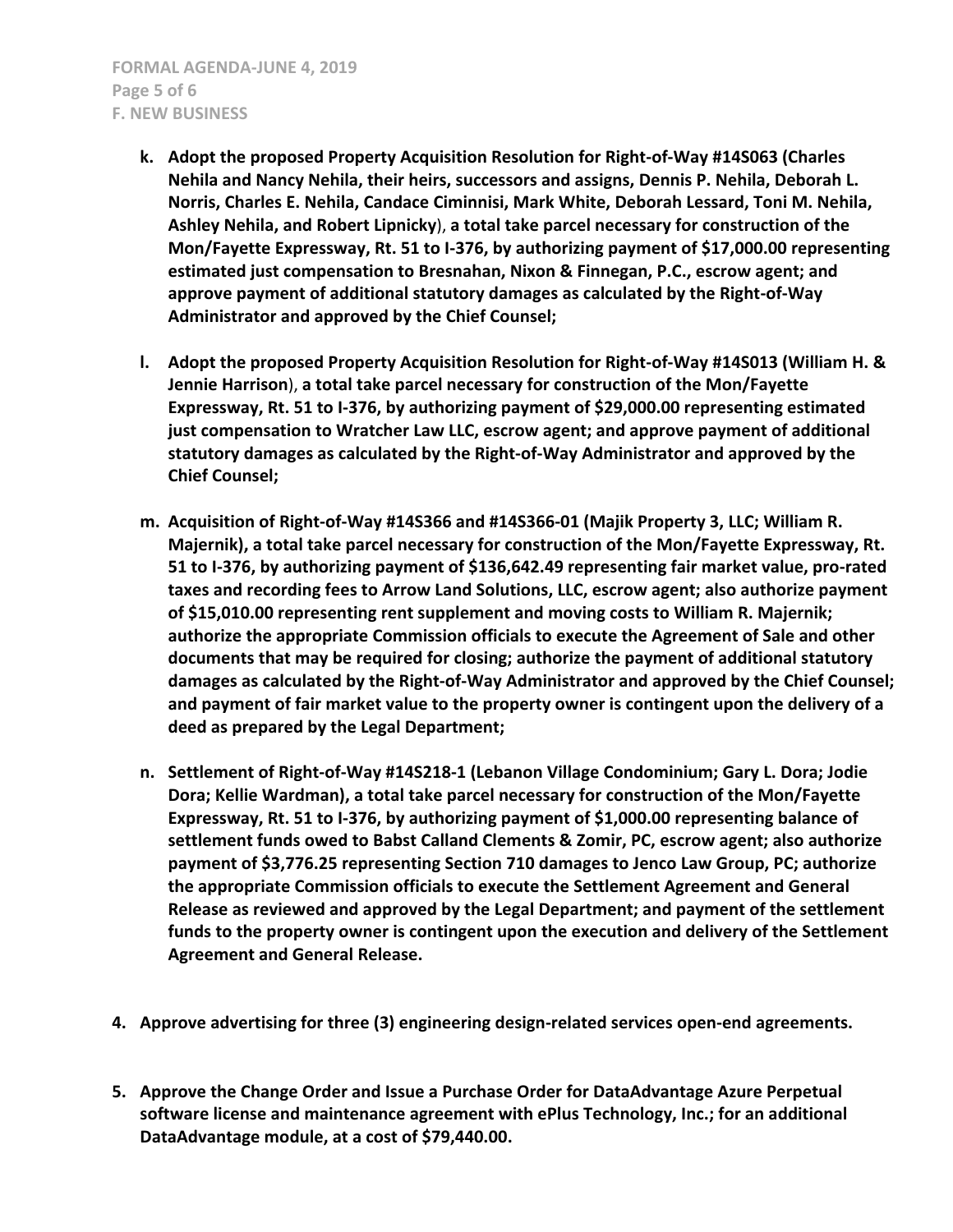**k. Adopt the proposed Property Acquisition Resolution for Right-of-Way #14S063 (Charles Nehila and Nancy Nehila, their heirs, successors and assigns, Dennis P. Nehila, Deborah L. Norris, Charles E. Nehila, Candace Ciminnisi, Mark White, Deborah Lessard, Toni M. Nehila, Ashley Nehila, and Robert Lipnicky), a total take parcel necessary for construction of the Mon/Fayette Expressway, Rt. 51 to I-376, by authorizing payment of $17,000.00 representing estimated just compensation to Bresnahan, Nixon & Finnegan, P.C., escrow agent; and approve payment of additional statutory damages as calculated by the Right-of-Way Administrator and approved by the Chief Counsel;**

**l. Adopt the proposed Property Acquisition Resolution for Right-of-Way #14S013 (William H. & Jennie Harrison), a total take parcel necessary for construction of the Mon/Fayette Expressway, Rt. 51 to I-376, by authorizing payment of $29,000.00 representing estimated just compensation to Wratcher Law LLC, escrow agent; and approve payment of additional statutory damages as calculated by the Right-of-Way Administrator and approved by the Chief Counsel;**

**m. Acquisition of Right-of-Way #14S366 and #14S366-01 (Majik Property 3, LLC; William R. Majernik), a total take parcel necessary for construction of the Mon/Fayette Expressway, Rt. 51 to I-376, by authorizing payment of $136,642.49 representing fair market value, pro-rated taxes and recording fees to Arrow Land Solutions, LLC, escrow agent; also authorize payment of $15,010.00 representing rent supplement and moving costs to William R. Majernik; authorize the appropriate Commission officials to execute the Agreement of Sale and other documents that may be required for closing; authorize the payment of additional statutory damages as calculated by the Right-of-Way Administrator and approved by the Chief Counsel; and payment of fair market value to the property owner is contingent upon the delivery of a deed as prepared by the Legal Department;**

**n. Settlement of Right-of-Way #14S218-1 (Lebanon Village Condominium; Gary L. Dora; Jodie Dora; Kellie Wardman), a total take parcel necessary for construction of the Mon/Fayette Expressway, Rt. 51 to I-376, by authorizing payment of $1,000.00 representing balance of settlement funds owed to Babst Calland Clements & Zomir, PC, escrow agent; also authorize payment of $3,776.25 representing Section 710 damages to Jenco Law Group, PC; authorize the appropriate Commission officials to execute the Settlement Agreement and General Release as reviewed and approved by the Legal Department; and payment of the settlement funds to the property owner is contingent upon the execution and delivery of the Settlement Agreement and General Release.**

**4. Approve advertising for three (3) engineering design-related services open-end agreements.**

**5. Approve the Change Order and Issue a Purchase Order for DataAdvantage Azure Perpetual software license and maintenance agreement with ePlus Technology, Inc.; for an additional DataAdvantage module, at a cost of $79,440.00.**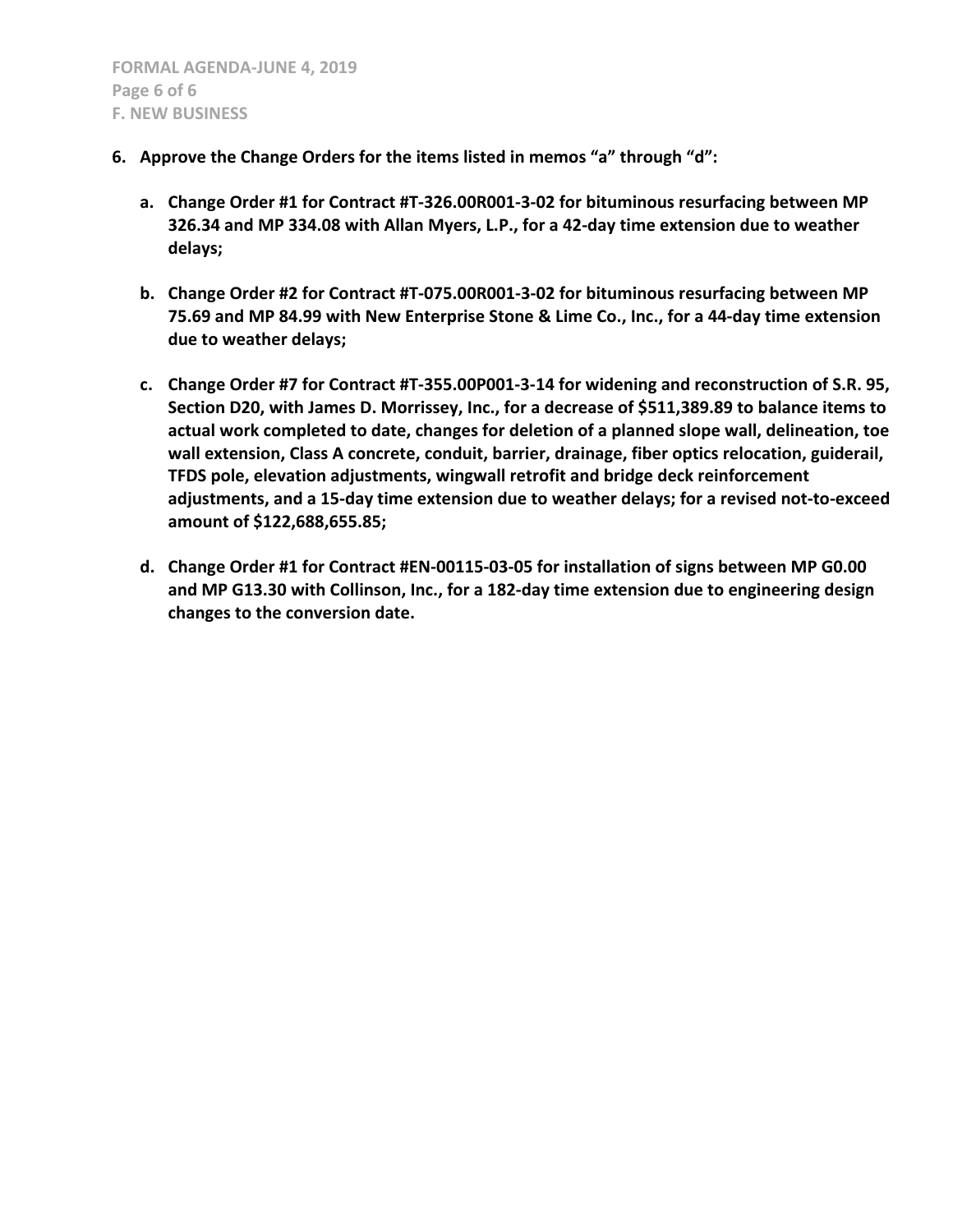**6. Approve the Change Orders for the items listed in memos "a" through "d":**

- **a. Change Order #1 for Contract #T-326.00R001-3-02 for bituminous resurfacing between MP 326.34 and MP 334.08 with Allan Myers, L.P., for a 42-day time extension due to weather delays;**

- **b. Change Order #2 for Contract #T-075.00R001-3-02 for bituminous resurfacing between MP 75.69 and MP 84.99 with New Enterprise Stone & Lime Co., Inc., for a 44-day time extension due to weather delays;**

- **c. Change Order #7 for Contract #T-355.00P001-3-14 for widening and reconstruction of S.R. 95, Section D20, with James D. Morrissey, Inc., for a decrease of $511,389.89 to balance items to actual work completed to date, changes for deletion of a planned slope wall, delineation, toe wall extension, Class A concrete, conduit, barrier, drainage, fiber optics relocation, guiderail, TFDS pole, elevation adjustments, wingwall retrofit and bridge deck reinforcement adjustments, and a 15-day time extension due to weather delays; for a revised not-to-exceed amount of $122,688,655.85;**

- **d. Change Order #1 for Contract #EN-00115-03-05 for installation of signs between MP G0.00 and MP G13.30 with Collinson, Inc., for a 182-day time extension due to engineering design changes to the conversion date.**